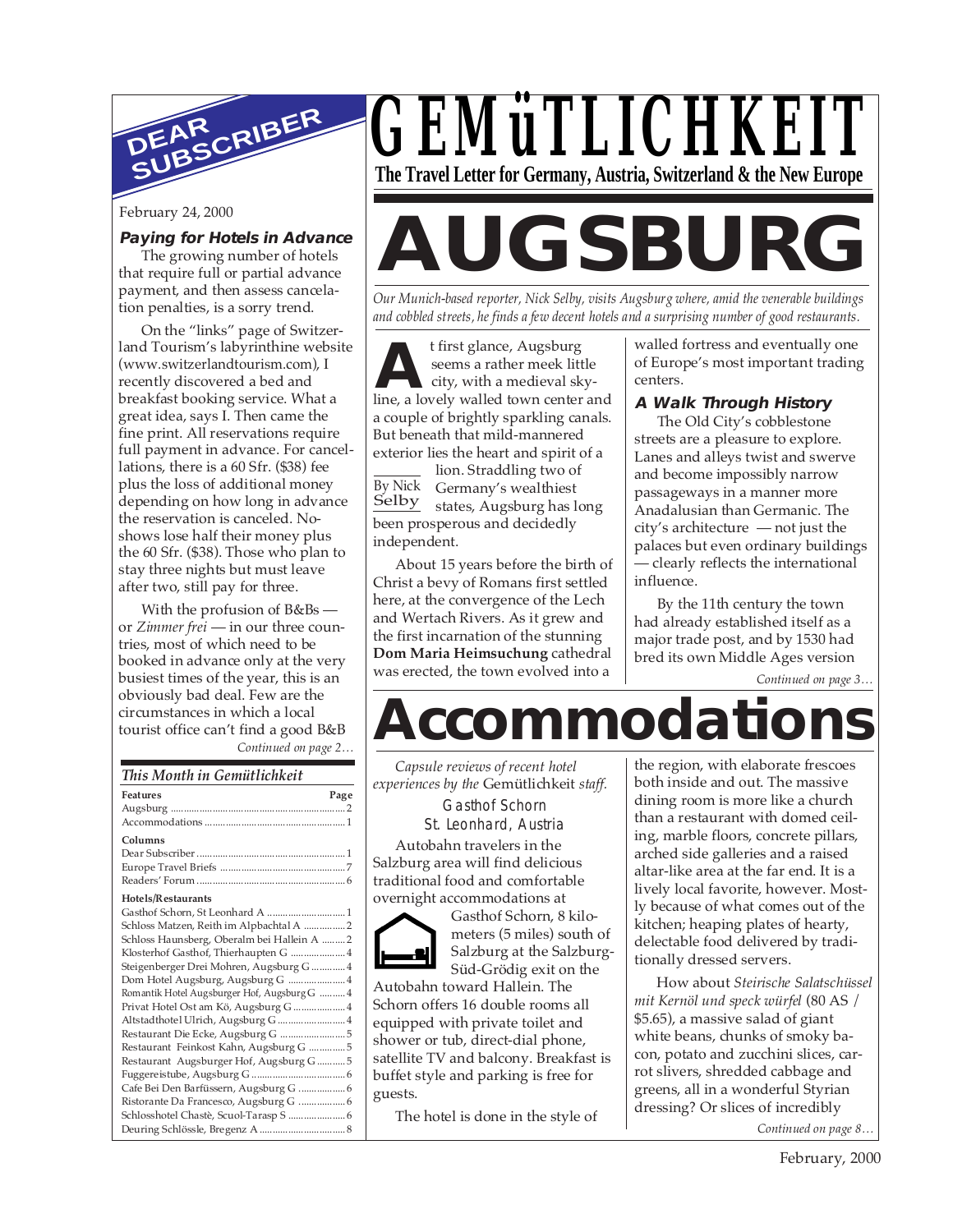# GEMüTLICHKEIT

**The Travel Letter for Germany, Austria, Switzerland & the New Europe**

## DEAR SUBSCRIBER

February 24, 2000

### Paying for Hotels in Advance

The growing number of hotels that require full or partial advance payment, and then assess cancelation penalties, is a sorry trend.

On the "links" page of Switzerland Tourism's labyrinthine website (www.switzerlandtourism.com), I recently discovered a bed and breakfast booking service. What a great idea, says I. Then came the fine print. All reservations require full payment in advance. For cancellations, there is a 60 Sfr. ($38) fee plus the loss of additional money depending on how long in advance the reservation is canceled. No-shows lose half their money plus the 60 Sfr. ($38). Those who plan to stay three nights but must leave after two, still pay for three.

With the profusion of B&Bs — or *Zimmer frei* — in our three countries, most of which need to be booked in advance only at the very busiest times of the year, this is an obviously bad deal. Few are the circumstances in which a local tourist office can't find a good B&B

*Continued on page 2…*

### *This Month in Gemütlichkeit*

| Features | Page |
|---|---|
| Augsburg | 2 |
| Accommodations | 1 |
| **Columns** | |
| Dear Subscriber | 1 |
| Europe Travel Briefs | 7 |
| Readers' Forum | 6 |
| **Hotels/Restaurants** | |
| Gasthof Schorn, St Leonhard A | 1 |
| Schloss Matzen, Reith im Alpbachtal A | 2 |
| Schloss Haunsberg, Oberalm bei Hallein A | 2 |
| Klosterhof Gasthof, Thierhaupten G | 4 |
| Steigenberger Drei Mohren, Augsburg G | 4 |
| Dom Hotel Augsburg, Augsburg G | 4 |
| Romantik Hotel Augsburger Hof, Augsburg G | 4 |
| Privat Hotel Ost am Kö, Augsburg G | 4 |
| Altstadthotel Ulrich, Augsburg G | 4 |
| Restaurant Die Ecke, Augsburg G | 5 |
| Restaurant Feinkost Kahn, Augsburg G | 5 |
| Restaurant Augsburger Hof, Augsburg G | 5 |
| Fuggereistube, Augsburg G | 6 |
| Cafe Bei Den Barfüssern, Augsburg G | 6 |
| Ristorante Da Francesco, Augsburg G | 6 |
| Schlosshotel Chastè, Scuol-Tarasp S | 6 |
| Deuring Schlössle, Bregenz A | 8 |

# AUGSBURG

*Our Munich-based reporter, Nick Selby, visits Augsburg where, amid the venerable buildings and cobbled streets, he finds a few decent hotels and a surprising number of good restaurants.*

By Nick Selby

At first glance, Augsburg seems a rather meek little city, with a medieval skyline, a lovely walled town center and a couple of brightly sparkling canals. But beneath that mild-mannered exterior lies the heart and spirit of a lion. Straddling two of Germany's wealthiest states, Augsburg has long been prosperous and decidedly independent.

About 15 years before the birth of Christ a bevy of Romans first settled here, at the convergence of the Lech and Wertach Rivers. As it grew and the first incarnation of the stunning **Dom Maria Heimsuchung** cathedral was erected, the town evolved into a walled fortress and eventually one of Europe's most important trading centers.

### A Walk Through History

The Old City's cobblestone streets are a pleasure to explore. Lanes and alleys twist and swerve and become impossibly narrow passageways in a manner more Anadalusian than Germanic. The city's architecture — not just the palaces but even ordinary buildings — clearly reflects the international influence.

By the 11th century the town had already established itself as a major trade post, and by 1530 had bred its own Middle Ages version

*Continued on page 3…*

# Accommodations

*Capsule reviews of recent hotel experiences by the* Gemütlichkeit *staff.*

### Gasthof Schorn
### St. Leonhard, Austria

Autobahn travelers in the Salzburg area will find delicious traditional food and comfortable overnight accommodations at Gasthof Schorn, 8 kilometers (5 miles) south of Salzburg at the Salzburg-Süd-Grödig exit on the Autobahn toward Hallein. The Schorn offers 16 double rooms all equipped with private toilet and shower or tub, direct-dial phone, satellite TV and balcony. Breakfast is buffet style and parking is free for guests.

The hotel is done in the style of the region, with elaborate frescoes both inside and out. The massive dining room is more like a church than a restaurant with domed ceiling, marble floors, concrete pillars, arched side galleries and a raised altar-like area at the far end. It is a lively local favorite, however. Mostly because of what comes out of the kitchen; heaping plates of hearty, delectable food delivered by traditionally dressed servers.

How about *Steirische Salatschüssel mit Kernöl und speck würfel* (80 AS / $5.65), a massive salad of giant white beans, chunks of smoky bacon, potato and zucchini slices, carrot slivers, shredded cabbage and greens, all in a wonderful Styrian dressing? Or slices of incredibly

*Continued on page 8…*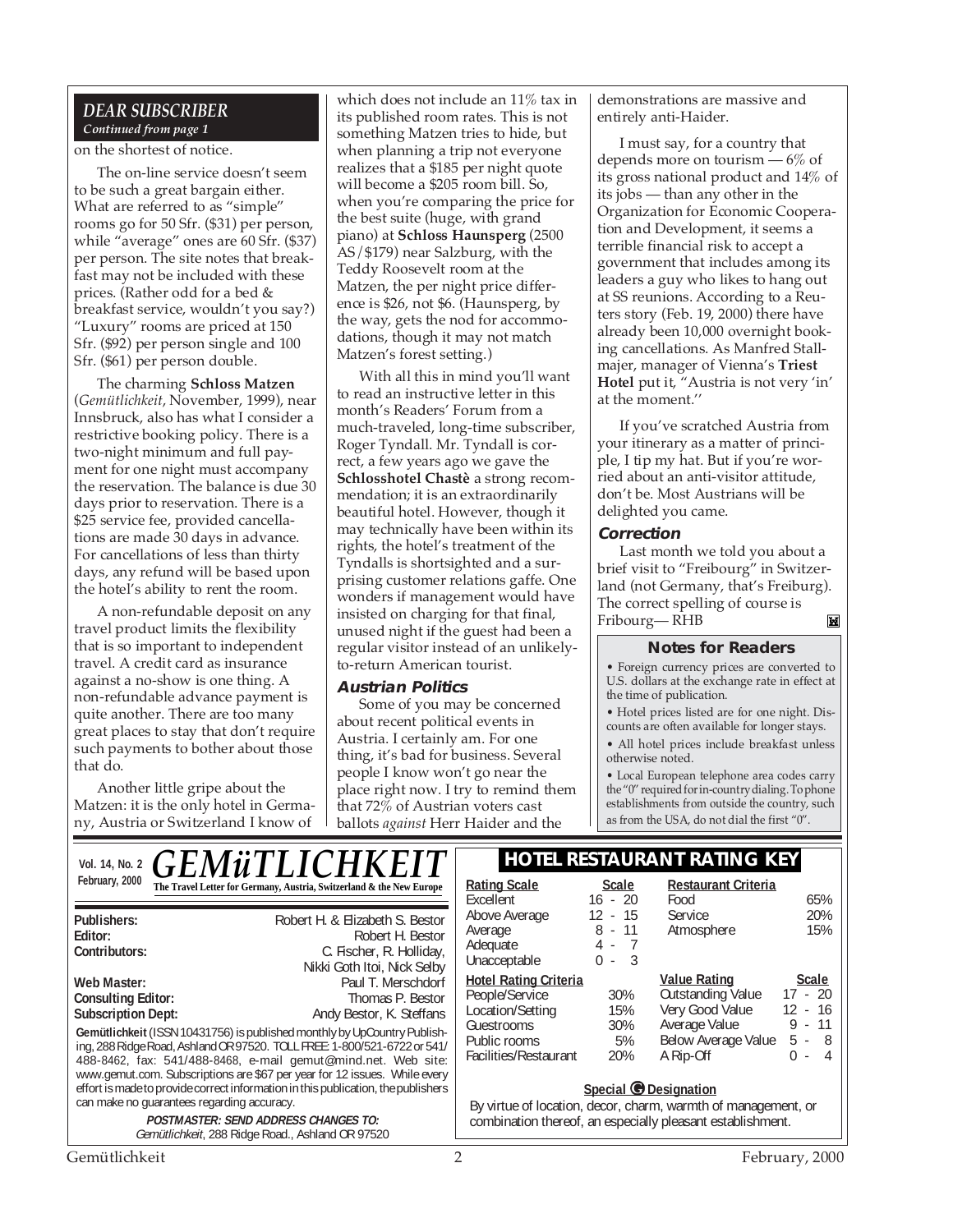## DEAR SUBSCRIBER

*Continued from page 1*

on the shortest of notice.

The on-line service doesn't seem to be such a great bargain either. What are referred to as "simple" rooms go for 50 Sfr. ($31) per person, while "average" ones are 60 Sfr. ($37) per person. The site notes that breakfast may not be included with these prices. (Rather odd for a bed & breakfast service, wouldn't you say?) "Luxury" rooms are priced at 150 Sfr. ($92) per person single and 100 Sfr. ($61) per person double.

The charming **Schloss Matzen** (*Gemütlichkeit*, November, 1999), near Innsbruck, also has what I consider a restrictive booking policy. There is a two-night minimum and full payment for one night must accompany the reservation. The balance is due 30 days prior to reservation. There is a $25 service fee, provided cancellations are made 30 days in advance. For cancellations of less than thirty days, any refund will be based upon the hotel's ability to rent the room.

A non-refundable deposit on any travel product limits the flexibility that is so important to independent travel. A credit card as insurance against a no-show is one thing. A non-refundable advance payment is quite another. There are too many great places to stay that don't require such payments to bother about those that do.

Another little gripe about the Matzen: it is the only hotel in Germany, Austria or Switzerland I know of which does not include an 11% tax in its published room rates. This is not something Matzen tries to hide, but when planning a trip not everyone realizes that a $185 per night quote will become a $205 room bill. So, when you're comparing the price for the best suite (huge, with grand piano) at **Schloss Haunsperg** (2500 AS/$179) near Salzburg, with the Teddy Roosevelt room at the Matzen, the per night price difference is $26, not $6. (Haunsperg, by the way, gets the nod for accommodations, though it may not match Matzen's forest setting.)

With all this in mind you'll want to read an instructive letter in this month's Readers' Forum from a much-traveled, long-time subscriber, Roger Tyndall. Mr. Tyndall is correct, a few years ago we gave the **Schlosshotel Chastè** a strong recommendation; it is an extraordinarily beautiful hotel. However, though it may technically have been within its rights, the hotel's treatment of the Tyndalls is shortsighted and a surprising customer relations gaffe. One wonders if management would have insisted on charging for that final, unused night if the guest had been a regular visitor instead of an unlikely-to-return American tourist.

### Austrian Politics

Some of you may be concerned about recent political events in Austria. I certainly am. For one thing, it's bad for business. Several people I know won't go near the place right now. I try to remind them that 72% of Austrian voters cast ballots *against* Herr Haider and the demonstrations are massive and entirely anti-Haider.

I must say, for a country that depends more on tourism — 6% of its gross national product and 14% of its jobs — than any other in the Organization for Economic Cooperation and Development, it seems a terrible financial risk to accept a government that includes among its leaders a guy who likes to hang out at SS reunions. According to a Reuters story (Feb. 19, 2000) there have already been 10,000 overnight booking cancellations. As Manfred Stallmajer, manager of Vienna's **Triest Hotel** put it, "Austria is not very 'in' at the moment.''

If you've scratched Austria from your itinerary as a matter of principle, I tip my hat. But if you're worried about an anti-visitor attitude, don't be. Most Austrians will be delighted you came.

### Correction

Last month we told you about a brief visit to "Freibourg" in Switzerland (not Germany, that's Freiburg). The correct spelling of course is Fribourg— RHB

### Notes for Readers

- Foreign currency prices are converted to U.S. dollars at the exchange rate in effect at the time of publication.
- Hotel prices listed are for one night. Discounts are often available for longer stays.
- All hotel prices include breakfast unless otherwise noted.
- Local European telephone area codes carry the "0" required for in-country dialing. To phone establishments from outside the country, such as from the USA, do not dial the first "0".

---

Vol. 14, No. 2
February, 2000

# GEMüTLICHKEIT

**The Travel Letter for Germany, Austria, Switzerland & the New Europe**

**Publishers:** Robert H. & Elizabeth S. Bestor
**Editor:** Robert H. Bestor
**Contributors:** C. Fischer, R. Holliday, Nikki Goth Itoi, Nick Selby
**Web Master:** Paul T. Merschdorf
**Consulting Editor:** Thomas P. Bestor
**Subscription Dept:** Andy Bestor, K. Steffans

**Gemütlichkeit** (ISSN 10431756) is published monthly by UpCountry Publishing, 288 Ridge Road, Ashland OR 97520. TOLL FREE: 1-800/521-6722 or 541/488-8462, fax: 541/488-8468, e-mail gemut@mind.net. Web site: www.gemut.com. Subscriptions are $67 per year for 12 issues. While every effort is made to provide correct information in this publication, the publishers can make no guarantees regarding accuracy.

***POSTMASTER: SEND ADDRESS CHANGES TO:***
*Gemütlichkeit*, 288 Ridge Road., Ashland OR 97520

## HOTEL RESTAURANT RATING KEY

| Rating Scale | Scale |
|---|---|
| Excellent | 16 - 20 |
| Above Average | 12 - 15 |
| Average | 8 - 11 |
| Adequate | 4 - 7 |
| Unacceptable | 0 - 3 |

| Restaurant Criteria | |
|---|---|
| Food | 65% |
| Service | 20% |
| Atmosphere | 15% |

| Hotel Rating Criteria | |
|---|---|
| People/Service | 30% |
| Location/Setting | 15% |
| Guestrooms | 30% |
| Public rooms | 5% |
| Facilities/Restaurant | 20% |

| Value Rating | Scale |
|---|---|
| Outstanding Value | 17 - 20 |
| Very Good Value | 12 - 16 |
| Average Value | 9 - 11 |
| Below Average Value | 5 - 8 |
| A Rip-Off | 0 - 4 |

**Special G Designation**

By virtue of location, decor, charm, warmth of management, or combination thereof, an especially pleasant establishment.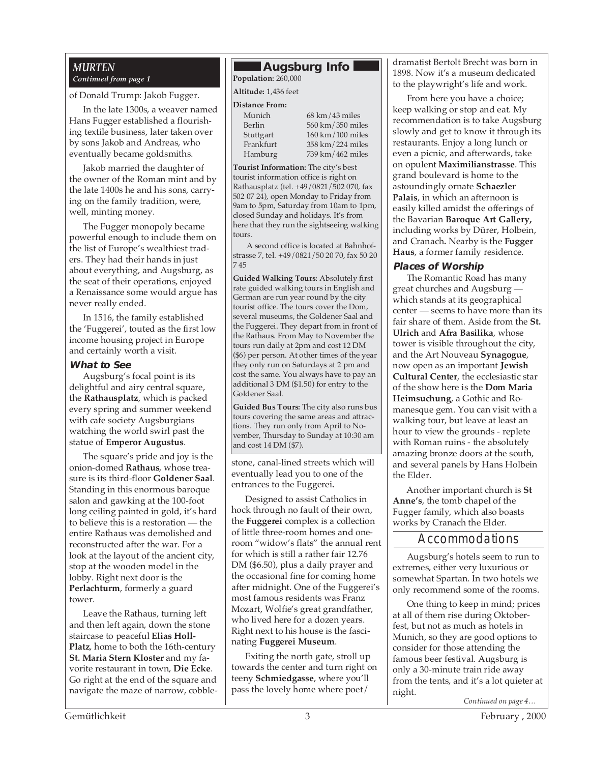*MURTEN*
*Continued from page 1*

of Donald Trump: Jakob Fugger.

In the late 1300s, a weaver named Hans Fugger established a flourishing textile business, later taken over by sons Jakob and Andreas, who eventually became goldsmiths.

Jakob married the daughter of the owner of the Roman mint and by the late 1400s he and his sons, carrying on the family tradition, were, well, minting money.

The Fugger monopoly became powerful enough to include them on the list of Europe's wealthiest traders. They had their hands in just about everything, and Augsburg, as the seat of their operations, enjoyed a Renaissance some would argue has never really ended.

In 1516, the family established the 'Fuggerei', touted as the first low income housing project in Europe and certainly worth a visit.

### What to See

Augsburg's focal point is its delightful and airy central square, the **Rathausplatz**, which is packed every spring and summer weekend with cafe society Augsburgians watching the world swirl past the statue of **Emperor Augustus**.

The square's pride and joy is the onion-domed **Rathaus**, whose treasure is its third-floor **Goldener Saal**. Standing in this enormous baroque salon and gawking at the 100-foot long ceiling painted in gold, it's hard to believe this is a restoration — the entire Rathaus was demolished and reconstructed after the war. For a look at the layout of the ancient city, stop at the wooden model in the lobby. Right next door is the **Perlachturm**, formerly a guard tower.

Leave the Rathaus, turning left and then left again, down the stone staircase to peaceful **Elias Holl-Platz**, home to both the 16th-century **St. Maria Stern Kloster** and my favorite restaurant in town, **Die Ecke**. Go right at the end of the square and navigate the maze of narrow, cobblestone, canal-lined streets which will eventually lead you to one of the entrances to the Fuggerei**.**

## Augsburg Info

**Population:** 260,000

**Altitude:** 1,436 feet

**Distance From:**

| | |
|---|---|
| Munich | 68 km/43 miles |
| Berlin | 560 km/350 miles |
| Stuttgart | 160 km/100 miles |
| Frankfurt | 358 km/224 miles |
| Hamburg | 739 km/462 miles |

**Tourist Information:** The city's best tourist information office is right on Rathausplatz (tel. +49/0821/502 070, fax 502 07 24), open Monday to Friday from 9am to 5pm, Saturday from 10am to 1pm, closed Sunday and holidays. It's from here that they run the sightseeing walking tours.

A second office is located at Bahnhofstrasse 7, tel. +49/0821/50 20 70, fax 50 20 7 45

**Guided Walking Tours:** Absolutely first rate guided walking tours in English and German are run year round by the city tourist office. The tours cover the Dom, several museums, the Goldener Saal and the Fuggerei. They depart from in front of the Rathaus. From May to November the tours run daily at 2pm and cost 12 DM ($6) per person. At other times of the year they only run on Saturdays at 2 pm and cost the same. You always have to pay an additional 3 DM ($1.50) for entry to the Goldener Saal.

**Guided Bus Tours:** The city also runs bus tours covering the same areas and attractions. They run only from April to November, Thursday to Sunday at 10:30 am and cost 14 DM ($7).

Designed to assist Catholics in hock through no fault of their own, the **Fuggerei** complex is a collection of little three-room homes and one-room "widow's flats" the annual rent for which is still a rather fair 12.76 DM ($6.50), plus a daily prayer and the occasional fine for coming home after midnight. One of the Fuggerei's most famous residents was Franz Mozart, Wolfie's great grandfather, who lived here for a dozen years. Right next to his house is the fascinating **Fuggerei Museum**.

Exiting the north gate, stroll up towards the center and turn right on teeny **Schmiedgasse**, where you'll pass the lovely home where poet/dramatist Bertolt Brecht was born in 1898. Now it's a museum dedicated to the playwright's life and work.

From here you have a choice; keep walking or stop and eat. My recommendation is to take Augsburg slowly and get to know it through its restaurants. Enjoy a long lunch or even a picnic, and afterwards, take on opulent **Maximilianstrasse**. This grand boulevard is home to the astoundingly ornate **Schaezler Palais**, in which an afternoon is easily killed amidst the offerings of the Bavarian **Baroque Art Gallery,** including works by Dürer, Holbein, and Cranach**.** Nearby is the **Fugger Haus**, a former family residence.

### Places of Worship

The Romantic Road has many great churches and Augsburg — which stands at its geographical center — seems to have more than its fair share of them. Aside from the **St. Ulrich** and **Afra Basilika**, whose tower is visible throughout the city, and the Art Nouveau **Synagogue**, now open as an important **Jewish Cultural Center**, the ecclesiastic star of the show here is the **Dom Maria Heimsuchung**, a Gothic and Romanesque gem. You can visit with a walking tour, but leave at least an hour to view the grounds - replete with Roman ruins - the absolutely amazing bronze doors at the south, and several panels by Hans Holbein the Elder.

Another important church is **St Anne's**, the tomb chapel of the Fugger family, which also boasts works by Cranach the Elder.

## Accommodations

Augsburg's hotels seem to run to extremes, either very luxurious or somewhat Spartan. In two hotels we only recommend some of the rooms.

One thing to keep in mind; prices at all of them rise during Oktoberfest, but not as much as hotels in Munich, so they are good options to consider for those attending the famous beer festival. Augsburg is only a 30-minute train ride away from the tents, and it's a lot quieter at night.

*Continued on page 4…*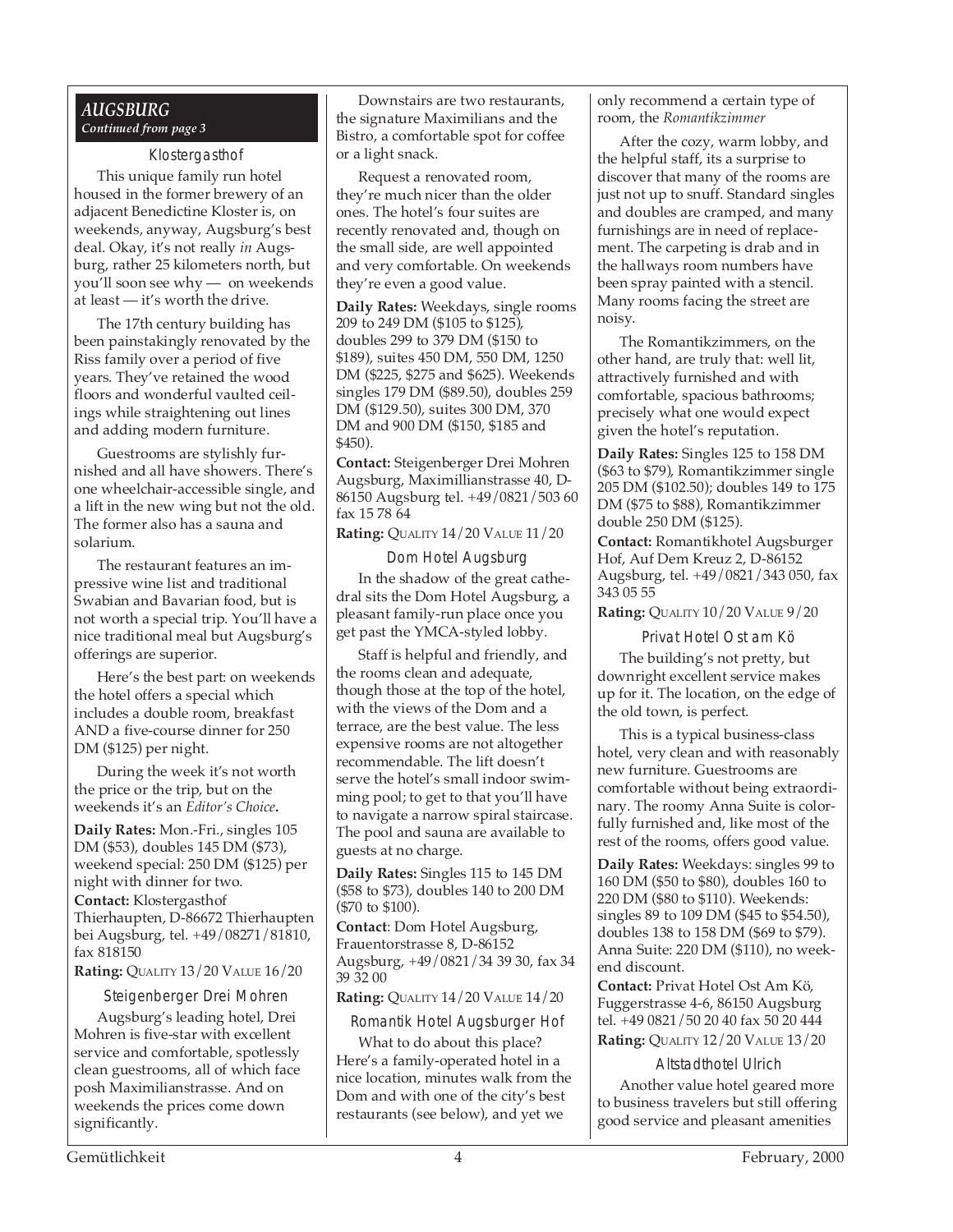## *AUGSBURG*

*Continued from page 3*

### Klostergasthof

This unique family run hotel housed in the former brewery of an adjacent Benedictine Kloster is, on weekends, anyway, Augsburg's best deal. Okay, it's not really *in* Augsburg, rather 25 kilometers north, but you'll soon see why — on weekends at least — it's worth the drive.

The 17th century building has been painstakingly renovated by the Riss family over a period of five years. They've retained the wood floors and wonderful vaulted ceilings while straightening out lines and adding modern furniture.

Guestrooms are stylishly furnished and all have showers. There's one wheelchair-accessible single, and a lift in the new wing but not the old. The former also has a sauna and solarium.

The restaurant features an impressive wine list and traditional Swabian and Bavarian food, but is not worth a special trip. You'll have a nice traditional meal but Augsburg's offerings are superior.

Here's the best part: on weekends the hotel offers a special which includes a double room, breakfast AND a five-course dinner for 250 DM ($125) per night.

During the week it's not worth the price or the trip, but on the weekends it's an *Editor's Choice***.**

**Daily Rates:** Mon.-Fri., singles 105 DM ($53), doubles 145 DM ($73), weekend special: 250 DM ($125) per night with dinner for two.

**Contact:** Klostergasthof Thierhaupten, D-86672 Thierhaupten bei Augsburg, tel. +49/08271/81810, fax 818150

**Rating:** QUALITY 13/20 VALUE 16/20

### Steigenberger Drei Mohren

Augsburg's leading hotel, Drei Mohren is five-star with excellent service and comfortable, spotlessly clean guestrooms, all of which face posh Maximilianstrasse. And on weekends the prices come down significantly.

Downstairs are two restaurants, the signature Maximilians and the Bistro, a comfortable spot for coffee or a light snack.

Request a renovated room, they're much nicer than the older ones. The hotel's four suites are recently renovated and, though on the small side, are well appointed and very comfortable. On weekends they're even a good value.

**Daily Rates:** Weekdays, single rooms 209 to 249 DM ($105 to $125), doubles 299 to 379 DM ($150 to $189), suites 450 DM, 550 DM, 1250 DM ($225, $275 and $625). Weekends singles 179 DM ($89.50), doubles 259 DM ($129.50), suites 300 DM, 370 DM and 900 DM ($150, $185 and $450).

**Contact:** Steigenberger Drei Mohren Augsburg, Maximillianstrasse 40, D-86150 Augsburg tel. +49/0821/503 60 fax 15 78 64

**Rating:** QUALITY 14/20 VALUE 11/20

### Dom Hotel Augsburg

In the shadow of the great cathedral sits the Dom Hotel Augsburg, a pleasant family-run place once you get past the YMCA-styled lobby.

Staff is helpful and friendly, and the rooms clean and adequate, though those at the top of the hotel, with the views of the Dom and a terrace, are the best value. The less expensive rooms are not altogether recommendable. The lift doesn't serve the hotel's small indoor swimming pool; to get to that you'll have to navigate a narrow spiral staircase. The pool and sauna are available to guests at no charge.

**Daily Rates:** Singles 115 to 145 DM ($58 to $73), doubles 140 to 200 DM ($70 to $100).

**Contact**: Dom Hotel Augsburg, Frauentorstrasse 8, D-86152 Augsburg, +49/0821/34 39 30, fax 34 39 32 00

**Rating:** QUALITY 14/20 VALUE 14/20

### Romantik Hotel Augsburger Hof

What to do about this place? Here's a family-operated hotel in a nice location, minutes walk from the Dom and with one of the city's best restaurants (see below), and yet we only recommend a certain type of room, the *Romantikzimmer*

After the cozy, warm lobby, and the helpful staff, its a surprise to discover that many of the rooms are just not up to snuff. Standard singles and doubles are cramped, and many furnishings are in need of replacement. The carpeting is drab and in the hallways room numbers have been spray painted with a stencil. Many rooms facing the street are noisy.

The Romantikzimmers, on the other hand, are truly that: well lit, attractively furnished and with comfortable, spacious bathrooms; precisely what one would expect given the hotel's reputation.

**Daily Rates:** Singles 125 to 158 DM ($63 to $79), Romantikzimmer single 205 DM ($102.50); doubles 149 to 175 DM ($75 to $88), Romantikzimmer double 250 DM ($125).

**Contact:** Romantikhotel Augsburger Hof, Auf Dem Kreuz 2, D-86152 Augsburg, tel. +49/0821/343 050, fax 343 05 55

**Rating:** QUALITY 10/20 VALUE 9/20

### Privat Hotel Ost am Kö

The building's not pretty, but downright excellent service makes up for it. The location, on the edge of the old town, is perfect.

This is a typical business-class hotel, very clean and with reasonably new furniture. Guestrooms are comfortable without being extraordinary. The roomy Anna Suite is colorfully furnished and, like most of the rest of the rooms, offers good value.

**Daily Rates:** Weekdays: singles 99 to 160 DM ($50 to $80), doubles 160 to 220 DM ($80 to $110). Weekends: singles 89 to 109 DM ($45 to $54.50), doubles 138 to 158 DM ($69 to $79). Anna Suite: 220 DM ($110), no weekend discount.

**Contact:** Privat Hotel Ost Am Kö, Fuggerstrasse 4-6, 86150 Augsburg tel. +49 0821/50 20 40 fax 50 20 444

**Rating:** QUALITY 12/20 VALUE 13/20

### Altstadthotel Ulrich

Another value hotel geared more to business travelers but still offering good service and pleasant amenities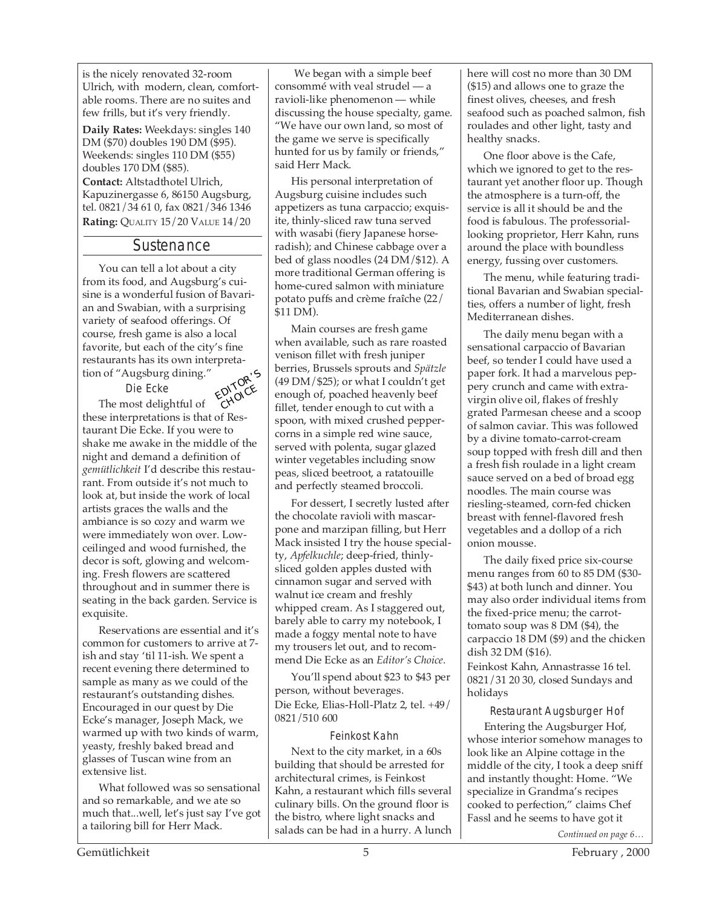is the nicely renovated 32-room Ulrich, with modern, clean, comfortable rooms. There are no suites and few frills, but it's very friendly.

**Daily Rates:** Weekdays: singles 140 DM ($70) doubles 190 DM ($95). Weekends: singles 110 DM ($55) doubles 170 DM ($85).

**Contact:** Altstadthotel Ulrich, Kapuzinergasse 6, 86150 Augsburg, tel. 0821/34 61 0, fax 0821/346 1346

**Rating:** QUALITY 15/20 VALUE 14/20

## Sustenance

You can tell a lot about a city from its food, and Augsburg's cuisine is a wonderful fusion of Bavarian and Swabian, with a surprising variety of seafood offerings. Of course, fresh game is also a local favorite, but each of the city's fine restaurants has its own interpretation of "Augsburg dining."

### Die Ecke

EDITOR'S CHOICE

The most delightful of these interpretations is that of Restaurant Die Ecke. If you were to shake me awake in the middle of the night and demand a definition of *gemütlichkeit* I'd describe this restaurant. From outside it's not much to look at, but inside the work of local artists graces the walls and the ambiance is so cozy and warm we were immediately won over. Low-ceilinged and wood furnished, the decor is soft, glowing and welcoming. Fresh flowers are scattered throughout and in summer there is seating in the back garden. Service is exquisite.

Reservations are essential and it's common for customers to arrive at 7-ish and stay 'til 11-ish. We spent a recent evening there determined to sample as many as we could of the restaurant's outstanding dishes. Encouraged in our quest by Die Ecke's manager, Joseph Mack, we warmed up with two kinds of warm, yeasty, freshly baked bread and glasses of Tuscan wine from an extensive list.

What followed was so sensational and so remarkable, and we ate so much that...well, let's just say I've got a tailoring bill for Herr Mack.

We began with a simple beef consommé with veal strudel — a ravioli-like phenomenon — while discussing the house specialty, game. "We have our own land, so most of the game we serve is specifically hunted for us by family or friends," said Herr Mack.

His personal interpretation of Augsburg cuisine includes such appetizers as tuna carpaccio; exquisite, thinly-sliced raw tuna served with wasabi (fiery Japanese horseradish); and Chinese cabbage over a bed of glass noodles (24 DM/$12). A more traditional German offering is home-cured salmon with miniature potato puffs and crème fraîche (22/$11 DM).

Main courses are fresh game when available, such as rare roasted venison fillet with fresh juniper berries, Brussels sprouts and *Spätzle* (49 DM/$25); or what I couldn't get enough of, poached heavenly beef fillet, tender enough to cut with a spoon, with mixed crushed peppercorns in a simple red wine sauce, served with polenta, sugar glazed winter vegetables including snow peas, sliced beetroot, a ratatouille and perfectly steamed broccoli.

For dessert, I secretly lusted after the chocolate ravioli with mascarpone and marzipan filling, but Herr Mack insisted I try the house specialty, *Apfelkuchle*; deep-fried, thinly-sliced golden apples dusted with cinnamon sugar and served with walnut ice cream and freshly whipped cream. As I staggered out, barely able to carry my notebook, I made a foggy mental note to have my trousers let out, and to recommend Die Ecke as an *Editor's Choice*.

You'll spend about $23 to $43 per person, without beverages.

Die Ecke, Elias-Holl-Platz 2, tel. +49/0821/510 600

### Feinkost Kahn

Next to the city market, in a 60s building that should be arrested for architectural crimes, is Feinkost Kahn, a restaurant which fills several culinary bills. On the ground floor is the bistro, where light snacks and salads can be had in a hurry. A lunch here will cost no more than 30 DM ($15) and allows one to graze the finest olives, cheeses, and fresh seafood such as poached salmon, fish roulades and other light, tasty and healthy snacks.

One floor above is the Cafe, which we ignored to get to the restaurant yet another floor up. Though the atmosphere is a turn-off, the service is all it should be and the food is fabulous. The professorial-looking proprietor, Herr Kahn, runs around the place with boundless energy, fussing over customers.

The menu, while featuring traditional Bavarian and Swabian specialties, offers a number of light, fresh Mediterranean dishes.

The daily menu began with a sensational carpaccio of Bavarian beef, so tender I could have used a paper fork. It had a marvelous peppery crunch and came with extra-virgin olive oil, flakes of freshly grated Parmesan cheese and a scoop of salmon caviar. This was followed by a divine tomato-carrot-cream soup topped with fresh dill and then a fresh fish roulade in a light cream sauce served on a bed of broad egg noodles. The main course was riesling-steamed, corn-fed chicken breast with fennel-flavored fresh vegetables and a dollop of a rich onion mousse.

The daily fixed price six-course menu ranges from 60 to 85 DM ($30-$43) at both lunch and dinner. You may also order individual items from the fixed-price menu; the carrot-tomato soup was 8 DM ($4), the carpaccio 18 DM ($9) and the chicken dish 32 DM ($16).

Feinkost Kahn, Annastrasse 16 tel. 0821/31 20 30, closed Sundays and holidays

### Restaurant Augsburger Hof

Entering the Augsburger Hof, whose interior somehow manages to look like an Alpine cottage in the middle of the city, I took a deep sniff and instantly thought: Home. "We specialize in Grandma's recipes cooked to perfection," claims Chef Fassl and he seems to have got it

*Continued on page 6…*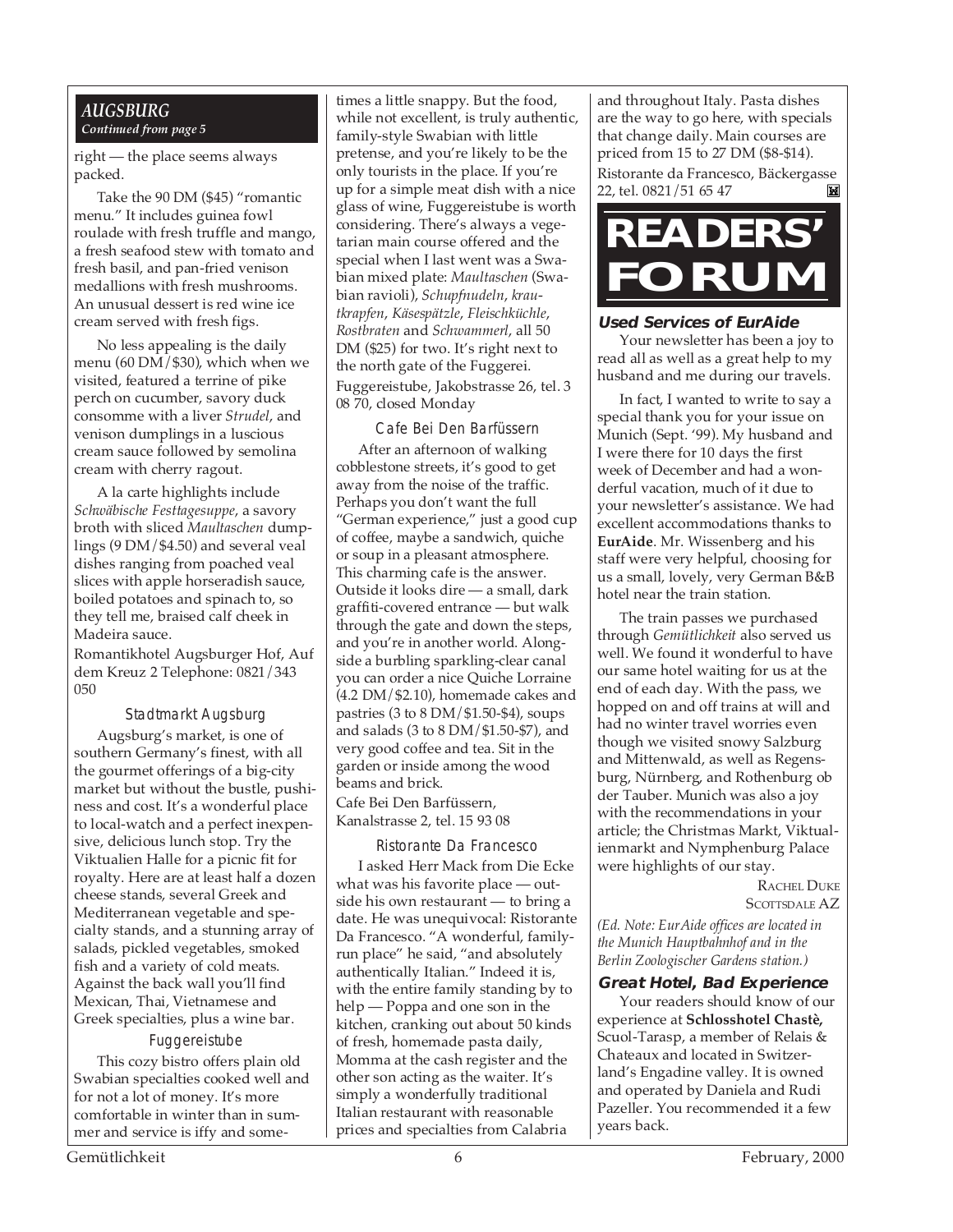### AUGSBURG
*Continued from page 5*

right — the place seems always packed.

Take the 90 DM ($45) "romantic menu." It includes guinea fowl roulade with fresh truffle and mango, a fresh seafood stew with tomato and fresh basil, and pan-fried venison medallions with fresh mushrooms. An unusual dessert is red wine ice cream served with fresh figs.

No less appealing is the daily menu (60 DM/$30), which when we visited, featured a terrine of pike perch on cucumber, savory duck consomme with a liver *Strudel*, and venison dumplings in a luscious cream sauce followed by semolina cream with cherry ragout.

A la carte highlights include *Schwäbische Festtagesuppe*, a savory broth with sliced *Maultaschen* dumplings (9 DM/$4.50) and several veal dishes ranging from poached veal slices with apple horseradish sauce, boiled potatoes and spinach to, so they tell me, braised calf cheek in Madeira sauce.

Romantikhotel Augsburger Hof, Auf dem Kreuz 2 Telephone: 0821/343 050

#### Stadtmarkt Augsburg

Augsburg's market, is one of southern Germany's finest, with all the gourmet offerings of a big-city market but without the bustle, pushiness and cost. It's a wonderful place to local-watch and a perfect inexpensive, delicious lunch stop. Try the Viktualien Halle for a picnic fit for royalty. Here are at least half a dozen cheese stands, several Greek and Mediterranean vegetable and specialty stands, and a stunning array of salads, pickled vegetables, smoked fish and a variety of cold meats. Against the back wall you'll find Mexican, Thai, Vietnamese and Greek specialties, plus a wine bar.

#### Fuggereistube

This cozy bistro offers plain old Swabian specialties cooked well and for not a lot of money. It's more comfortable in winter than in summer and service is iffy and sometimes a little snappy. But the food, while not excellent, is truly authentic, family-style Swabian with little pretense, and you're likely to be the only tourists in the place. If you're up for a simple meat dish with a nice glass of wine, Fuggereistube is worth considering. There's always a vegetarian main course offered and the special when I last went was a Swabian mixed plate: *Maultaschen* (Swabian ravioli), *Schupfnudeln*, *krautkrapfen*, *Käsespätzle*, *Fleischküchle*, *Rostbraten* and *Schwammerl*, all 50 DM ($25) for two. It's right next to the north gate of the Fuggerei.

Fuggereistube, Jakobstrasse 26, tel. 3 08 70, closed Monday

#### Cafe Bei Den Barfüssern

After an afternoon of walking cobblestone streets, it's good to get away from the noise of the traffic. Perhaps you don't want the full "German experience," just a good cup of coffee, maybe a sandwich, quiche or soup in a pleasant atmosphere. This charming cafe is the answer. Outside it looks dire — a small, dark graffiti-covered entrance — but walk through the gate and down the steps, and you're in another world. Alongside a burbling sparkling-clear canal you can order a nice Quiche Lorraine (4.2 DM/$2.10), homemade cakes and pastries (3 to 8 DM/$1.50-$4), soups and salads (3 to 8 DM/$1.50-$7), and very good coffee and tea. Sit in the garden or inside among the wood beams and brick.

Cafe Bei Den Barfüssern, Kanalstrasse 2, tel. 15 93 08

#### Ristorante Da Francesco

I asked Herr Mack from Die Ecke what was his favorite place — outside his own restaurant — to bring a date. He was unequivocal: Ristorante Da Francesco. "A wonderful, family-run place" he said, "and absolutely authentically Italian." Indeed it is, with the entire family standing by to help — Poppa and one son in the kitchen, cranking out about 50 kinds of fresh, homemade pasta daily, Momma at the cash register and the other son acting as the waiter. It's simply a wonderfully traditional Italian restaurant with reasonable prices and specialties from Calabria and throughout Italy. Pasta dishes are the way to go here, with specials that change daily. Main courses are priced from 15 to 27 DM ($8-$14).

Ristorante da Francesco, Bäckergasse 22, tel. 0821/51 65 47

# READERS' FORUM

### Used Services of EurAide

Your newsletter has been a joy to read all as well as a great help to my husband and me during our travels.

In fact, I wanted to write to say a special thank you for your issue on Munich (Sept. '99). My husband and I were there for 10 days the first week of December and had a wonderful vacation, much of it due to your newsletter's assistance. We had excellent accommodations thanks to **EurAide**. Mr. Wissenberg and his staff were very helpful, choosing for us a small, lovely, very German B&B hotel near the train station.

The train passes we purchased through *Gemütlichkeit* also served us well. We found it wonderful to have our same hotel waiting for us at the end of each day. With the pass, we hopped on and off trains at will and had no winter travel worries even though we visited snowy Salzburg and Mittenwald, as well as Regensburg, Nürnberg, and Rothenburg ob der Tauber. Munich was also a joy with the recommendations in your article; the Christmas Markt, Viktualienmarkt and Nymphenburg Palace were highlights of our stay.

RACHEL DUKE
SCOTTSDALE AZ

*(Ed. Note: EurAide offices are located in the Munich Hauptbahnhof and in the Berlin Zoologischer Gardens station.)*

### Great Hotel, Bad Experience

Your readers should know of our experience at **Schlosshotel Chastè,** Scuol-Tarasp, a member of Relais & Chateaux and located in Switzerland's Engadine valley. It is owned and operated by Daniela and Rudi Pazeller. You recommended it a few years back.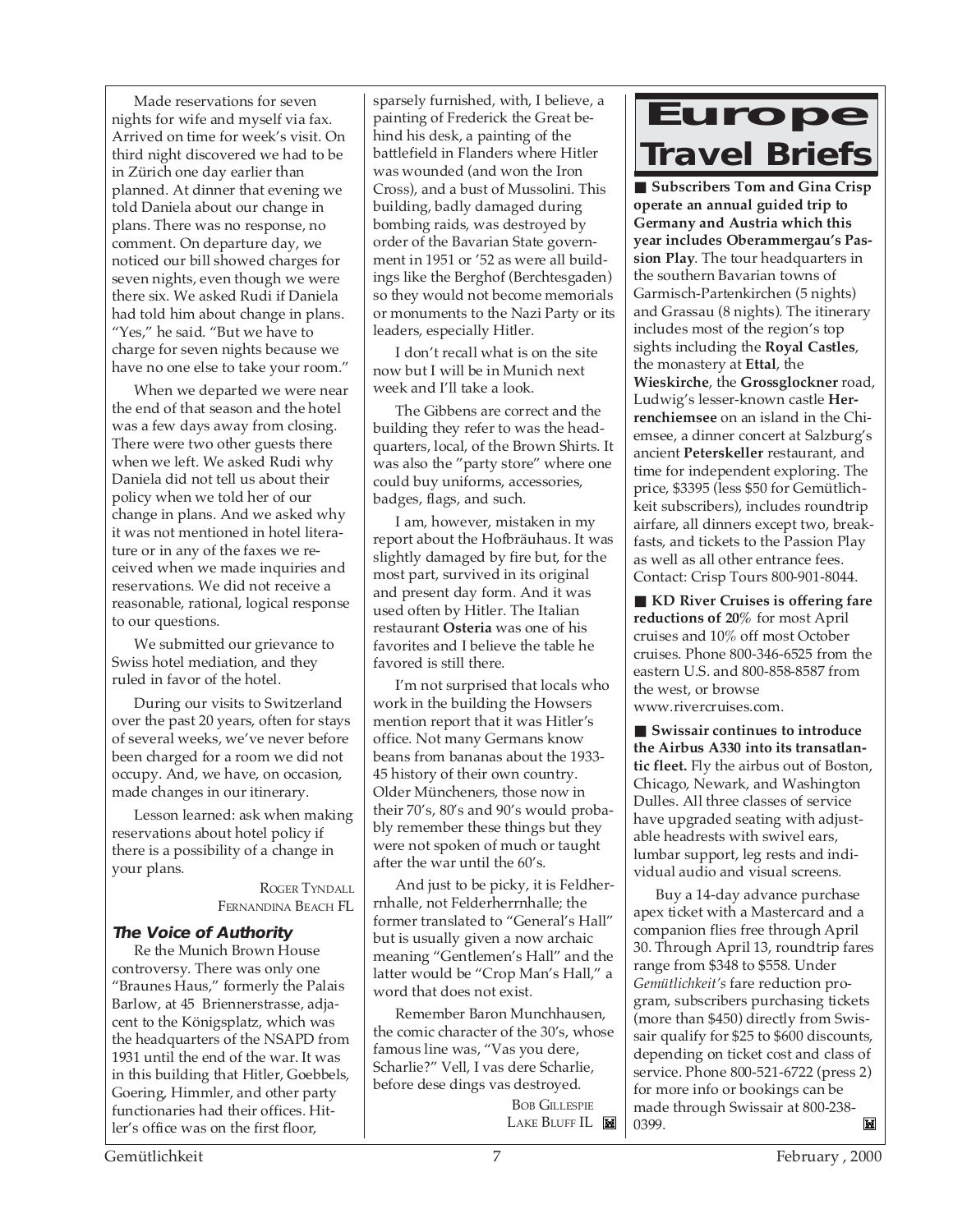Made reservations for seven nights for wife and myself via fax. Arrived on time for week's visit. On third night discovered we had to be in Zürich one day earlier than planned. At dinner that evening we told Daniela about our change in plans. There was no response, no comment. On departure day, we noticed our bill showed charges for seven nights, even though we were there six. We asked Rudi if Daniela had told him about change in plans. "Yes," he said. "But we have to charge for seven nights because we have no one else to take your room."

When we departed we were near the end of that season and the hotel was a few days away from closing. There were two other guests there when we left. We asked Rudi why Daniela did not tell us about their policy when we told her of our change in plans. And we asked why it was not mentioned in hotel literature or in any of the faxes we received when we made inquiries and reservations. We did not receive a reasonable, rational, logical response to our questions.

We submitted our grievance to Swiss hotel mediation, and they ruled in favor of the hotel.

During our visits to Switzerland over the past 20 years, often for stays of several weeks, we've never before been charged for a room we did not occupy. And, we have, on occasion, made changes in our itinerary.

Lesson learned: ask when making reservations about hotel policy if there is a possibility of a change in your plans.

ROGER TYNDALL
FERNANDINA BEACH FL

### *The Voice of Authority*

Re the Munich Brown House controversy. There was only one "Braunes Haus," formerly the Palais Barlow, at 45 Briennerstrasse, adjacent to the Königsplatz, which was the headquarters of the NSAPD from 1931 until the end of the war. It was in this building that Hitler, Goebbels, Goering, Himmler, and other party functionaries had their offices. Hitler's office was on the first floor, sparsely furnished, with, I believe, a painting of Frederick the Great behind his desk, a painting of the battlefield in Flanders where Hitler was wounded (and won the Iron Cross), and a bust of Mussolini. This building, badly damaged during bombing raids, was destroyed by order of the Bavarian State government in 1951 or '52 as were all buildings like the Berghof (Berchtesgaden) so they would not become memorials or monuments to the Nazi Party or its leaders, especially Hitler.

I don't recall what is on the site now but I will be in Munich next week and I'll take a look.

The Gibbens are correct and the building they refer to was the headquarters, local, of the Brown Shirts. It was also the "party store" where one could buy uniforms, accessories, badges, flags, and such.

I am, however, mistaken in my report about the Hofbräuhaus. It was slightly damaged by fire but, for the most part, survived in its original and present day form. And it was used often by Hitler. The Italian restaurant **Osteria** was one of his favorites and I believe the table he favored is still there.

I'm not surprised that locals who work in the building the Howsers mention report that it was Hitler's office. Not many Germans know beans from bananas about the 1933-45 history of their own country. Older Müncheners, those now in their 70's, 80's and 90's would probably remember these things but they were not spoken of much or taught after the war until the 60's.

And just to be picky, it is Feldherrnhalle, not Felderherrnhalle; the former translated to "General's Hall" but is usually given a now archaic meaning "Gentlemen's Hall" and the latter would be "Crop Man's Hall," a word that does not exist.

Remember Baron Munchhausen, the comic character of the 30's, whose famous line was, "Vas you dere, Scharlie?" Vell, I vas dere Scharlie, before dese dings vas destroyed.

BOB GILLESPIE
LAKE BLUFF IL

## Europe Travel Briefs

■ **Subscribers Tom and Gina Crisp operate an annual guided trip to Germany and Austria which this year includes Oberammergau's Passion Play**. The tour headquarters in the southern Bavarian towns of Garmisch-Partenkirchen (5 nights) and Grassau (8 nights). The itinerary includes most of the region's top sights including the **Royal Castles**, the monastery at **Ettal**, the **Wieskirche**, the **Grossglockner** road, Ludwig's lesser-known castle **Herrenchiemsee** on an island in the Chiemsee, a dinner concert at Salzburg's ancient **Peterskeller** restaurant, and time for independent exploring. The price, $3395 (less $50 for Gemütlichkeit subscribers), includes roundtrip airfare, all dinners except two, breakfasts, and tickets to the Passion Play as well as all other entrance fees. Contact: Crisp Tours 800-901-8044.

■ **KD River Cruises is offering fare reductions of 20%** for most April cruises and 10% off most October cruises. Phone 800-346-6525 from the eastern U.S. and 800-858-8587 from the west, or browse www.rivercruises.com.

■ **Swissair continues to introduce the Airbus A330 into its transatlantic fleet.** Fly the airbus out of Boston, Chicago, Newark, and Washington Dulles. All three classes of service have upgraded seating with adjustable headrests with swivel ears, lumbar support, leg rests and individual audio and visual screens.

Buy a 14-day advance purchase apex ticket with a Mastercard and a companion flies free through April 30. Through April 13, roundtrip fares range from $348 to $558. Under *Gemütlichkeit's* fare reduction program, subscribers purchasing tickets (more than $450) directly from Swissair qualify for $25 to $600 discounts, depending on ticket cost and class of service. Phone 800-521-6722 (press 2) for more info or bookings can be made through Swissair at 800-238-0399.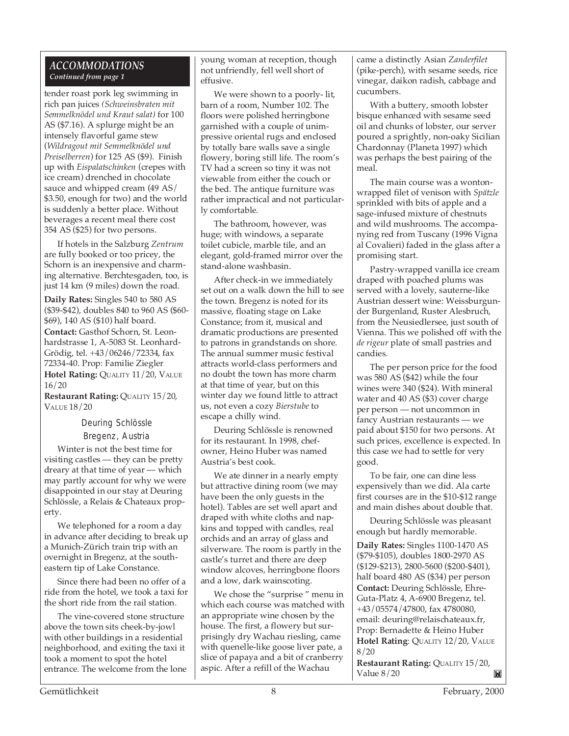## ACCOMMODATIONS
*Continued from page 1*

tender roast pork leg swimming in rich pan juices *(Schweinsbraten mit Semmelknödel und Kraut salat)* for 100 AS ($7.16). A splurge might be an intensely flavorful game stew (*Wildragout mit Semmelknödel und Preiselberren*) for 125 AS ($9). Finish up with *Eispalatschinken* (crepes with ice cream) drenched in chocolate sauce and whipped cream (49 AS/ $3.50, enough for two) and the world is suddenly a better place. Without beverages a recent meal there cost 354 AS ($25) for two persons.

If hotels in the Salzburg *Zentrum* are fully booked or too pricey, the Schorn is an inexpensive and charming alternative. Berchtesgaden, too, is just 14 km (9 miles) down the road.

**Daily Rates:** Singles 540 to 580 AS ($39-$42), doubles 840 to 960 AS ($60-$69), 140 AS ($10) half board.
**Contact:** Gasthof Schorn, St. Leonhardstrasse 1, A-5083 St. Leonhard-Grödig, tel. +43/06246/72334, fax 72334-40. Prop: Familie Ziegler
**Hotel Rating:** Quality 11/20, Value 16/20
**Restaurant Rating:** Quality 15/20, Value 18/20

### Deuring Schlössle
### Bregenz, Austria

Winter is not the best time for visiting castles — they can be pretty dreary at that time of year — which may partly account for why we were disappointed in our stay at Deuring Schlössle, a Relais & Chateaux property.

We telephoned for a room a day in advance after deciding to break up a Munich-Zürich train trip with an overnight in Bregenz, at the southeastern tip of Lake Constance.

Since there had been no offer of a ride from the hotel, we took a taxi for the short ride from the rail station.

The vine-covered stone structure above the town sits cheek-by-jowl with other buildings in a residential neighborhood, and exiting the taxi it took a moment to spot the hotel entrance. The welcome from the lone young woman at reception, though not unfriendly, fell well short of effusive.

We were shown to a poorly- lit, barn of a room, Number 102. The floors were polished herringbone garnished with a couple of unimpressive oriental rugs and enclosed by totally bare walls save a single flowery, boring still life. The room's TV had a screen so tiny it was not viewable from either the couch or the bed. The antique furniture was rather impractical and not particularly comfortable.

The bathroom, however, was huge; with windows, a separate toilet cubicle, marble tile, and an elegant, gold-framed mirror over the stand-alone washbasin.

After check-in we immediately set out on a walk down the hill to see the town. Bregenz is noted for its massive, floating stage on Lake Constance; from it, musical and dramatic productions are presented to patrons in grandstands on shore. The annual summer music festival attracts world-class performers and no doubt the town has more charm at that time of year, but on this winter day we found little to attract us, not even a cozy *Bierstube* to escape a chilly wind.

Deuring Schlössle is renowned for its restaurant. In 1998, chef-owner, Heino Huber was named Austria's best cook.

We ate dinner in a nearly empty but attractive dining room (we may have been the only guests in the hotel). Tables are set well apart and draped with white cloths and napkins and topped with candles, real orchids and an array of glass and silverware. The room is partly in the castle's turret and there are deep window alcoves, herringbone floors and a low, dark wainscoting.

We chose the "surprise " menu in which each course was matched with an appropriate wine chosen by the house. The first, a flowery but surprisingly dry Wachau riesling, came with quenelle-like goose liver pate, a slice of papaya and a bit of cranberry aspic. After a refill of the Wachau came a distinctly Asian *Zanderfilet* (pike-perch), with sesame seeds, rice vinegar, daikon radish, cabbage and cucumbers.

With a buttery, smooth lobster bisque enhanced with sesame seed oil and chunks of lobster, our server poured a sprightly, non-oaky Sicilian Chardonnay (Planeta 1997) which was perhaps the best pairing of the meal.

The main course was a wonton-wrapped filet of venison with *Spätzle* sprinkled with bits of apple and a sage-infused mixture of chestnuts and wild mushrooms. The accompanying red from Tuscany (1996 Vigna al Covalieri) faded in the glass after a promising start.

Pastry-wrapped vanilla ice cream draped with poached plums was served with a lovely, sauterne-like Austrian dessert wine: Weissburgunder Burgenland, Ruster Alesbruch, from the Neusiedlersee, just south of Vienna. This we polished off with the *de rigeur* plate of small pastries and candies.

The per person price for the food was 580 AS ($42) while the four wines were 340 ($24). With mineral water and 40 AS ($3) cover charge per person — not uncommon in fancy Austrian restaurants — we paid about $150 for two persons. At such prices, excellence is expected. In this case we had to settle for very good.

To be fair, one can dine less expensively than we did. Ala carte first courses are in the $10-$12 range and main dishes about double that.

Deuring Schlössle was pleasant enough but hardly memorable.

**Daily Rates:** Singles 1100-1470 AS ($79-$105), doubles 1800-2970 AS ($129-$213), 2800-5600 ($200-$401), half board 480 AS ($34) per person
**Contact:** Deuring Schlössle, Ehre-Guta-Platz 4, A-6900 Bregenz, tel. +43/05574/47800, fax 4780080, email: deuring@relaischateaux.fr, Prop: Bernadette & Heino Huber
**Hotel Rating**: Quality 12/20, Value 8/20
**Restaurant Rating:** Quality 15/20, Value 8/20